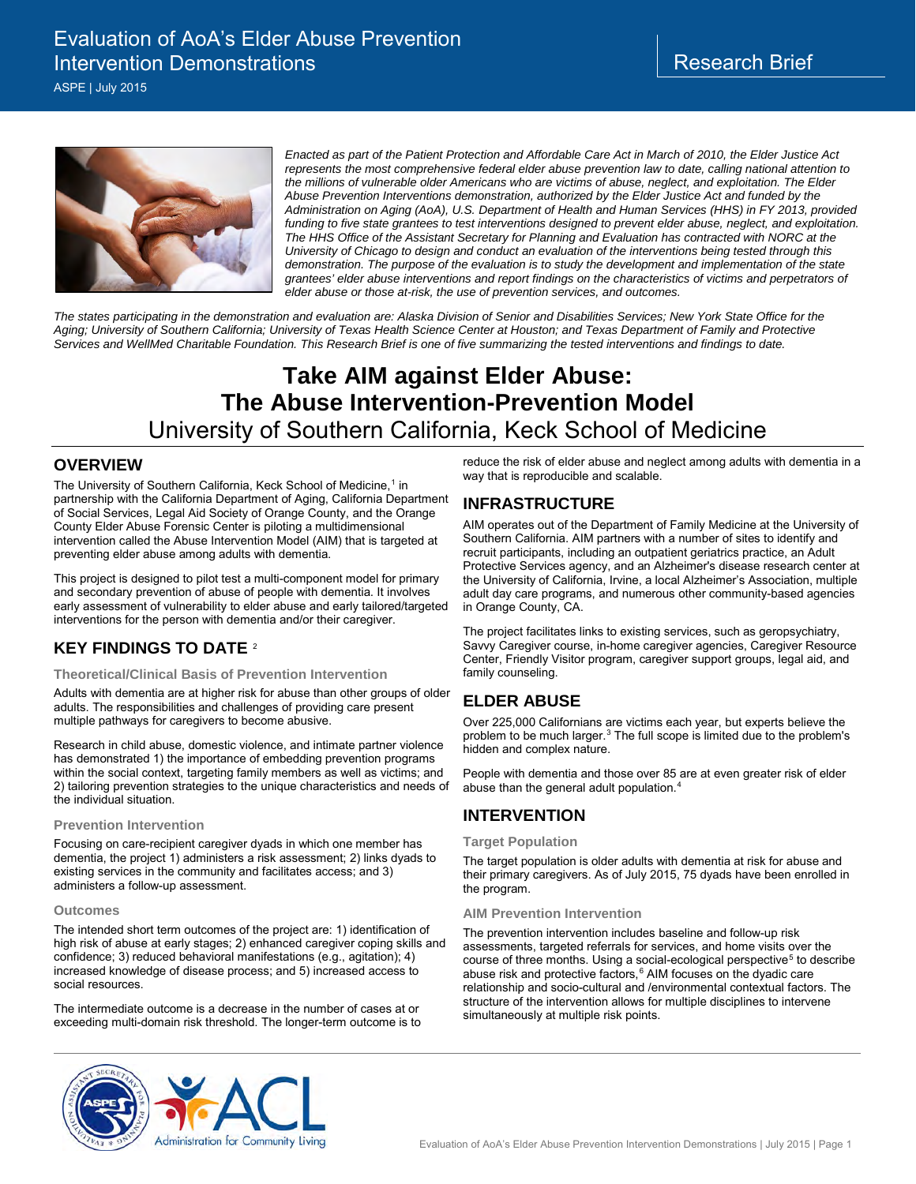# Evaluation of AoA's Elder Abuse Prevention Intervention Demonstrations

ASPE | July 2015

Research Brief

*Enacted as part of the Patient Protection and Affordable Care Act in March of 2010, the Elder Justice Act represents the most comprehensive federal elder abuse prevention law to date, calling national attention to the millions of vulnerable older Americans who are victims of abuse, neglect, and exploitation. The Elder Abuse Prevention Interventions demonstration, authorized by the Elder Justice Act and funded by the Administration on Aging (AoA), U.S. Department of Health and Human Services (HHS) in FY 2013, provided funding to five state grantees to test interventions designed to prevent elder abuse, neglect, and exploitation. The HHS Office of the Assistant Secretary for Planning and Evaluation has contracted with NORC at the University of Chicago to design and conduct an evaluation of the interventions being tested through this demonstration. The purpose of the evaluation is to study the development and implementation of the state grantees' elder abuse interventions and report findings on the characteristics of victims and perpetrators of elder abuse or those at-risk, the use of prevention services, and outcomes.*

*The states participating in the demonstration and evaluation are: Alaska Division of Senior and Disabilities Services; New York State Office for the Aging; University of Southern California; University of Texas Health Science Center at Houston; and Texas Department of Family and Protective Services and WellMed Charitable Foundation. This Research Brief is one of five summarizing the tested interventions and findings to date.*

# Take AIM against Elder Abuse: The Abuse Intervention-Prevention Model

## University of Southern California, Keck School of Medicine

## OVERVIEW

The University of Southern California, Keck School of Medicine,[1] in partnership with the California Department of Aging, California Department of Social Services, Legal Aid Society of Orange County, and the Orange County Elder Abuse Forensic Center is piloting a multidimensional intervention called the Abuse Intervention Model (AIM) that is targeted at preventing elder abuse among adults with dementia.

This project is designed to pilot test a multi-component model for primary and secondary prevention of abuse of people with dementia. It involves early assessment of vulnerability to elder abuse and early tailored/targeted interventions for the person with dementia and/or their caregiver.

## KEY FINDINGS TO DATE [2]

### Theoretical/Clinical Basis of Prevention Intervention

Adults with dementia are at higher risk for abuse than other groups of older adults. The responsibilities and challenges of providing care present multiple pathways for caregivers to become abusive.

Research in child abuse, domestic violence, and intimate partner violence has demonstrated 1) the importance of embedding prevention programs within the social context, targeting family members as well as victims; and 2) tailoring prevention strategies to the unique characteristics and needs of the individual situation.

### Prevention Intervention

Focusing on care-recipient caregiver dyads in which one member has dementia, the project 1) administers a risk assessment; 2) links dyads to existing services in the community and facilitates access; and 3) administers a follow-up assessment.

### Outcomes

The intended short term outcomes of the project are: 1) identification of high risk of abuse at early stages; 2) enhanced caregiver coping skills and confidence; 3) reduced behavioral manifestations (e.g., agitation); 4) increased knowledge of disease process; and 5) increased access to social resources.

The intermediate outcome is a decrease in the number of cases at or exceeding multi-domain risk threshold. The longer-term outcome is to reduce the risk of elder abuse and neglect among adults with dementia in a way that is reproducible and scalable.

## INFRASTRUCTURE

AIM operates out of the Department of Family Medicine at the University of Southern California. AIM partners with a number of sites to identify and recruit participants, including an outpatient geriatrics practice, an Adult Protective Services agency, and an Alzheimer's disease research center at the University of California, Irvine, a local Alzheimer's Association, multiple adult day care programs, and numerous other community-based agencies in Orange County, CA.

The project facilitates links to existing services, such as geropsychiatry, Savvy Caregiver course, in-home caregiver agencies, Caregiver Resource Center, Friendly Visitor program, caregiver support groups, legal aid, and family counseling.

## ELDER ABUSE

Over 225,000 Californians are victims each year, but experts believe the problem to be much larger.[3] The full scope is limited due to the problem's hidden and complex nature.

People with dementia and those over 85 are at even greater risk of elder abuse than the general adult population.[4]

## INTERVENTION

### Target Population

The target population is older adults with dementia at risk for abuse and their primary caregivers. As of July 2015, 75 dyads have been enrolled in the program.

### AIM Prevention Intervention

The prevention intervention includes baseline and follow-up risk assessments, targeted referrals for services, and home visits over the course of three months. Using a social-ecological perspective[5] to describe abuse risk and protective factors,[6] AIM focuses on the dyadic care relationship and socio-cultural and /environmental contextual factors. The structure of the intervention allows for multiple disciplines to intervene simultaneously at multiple risk points.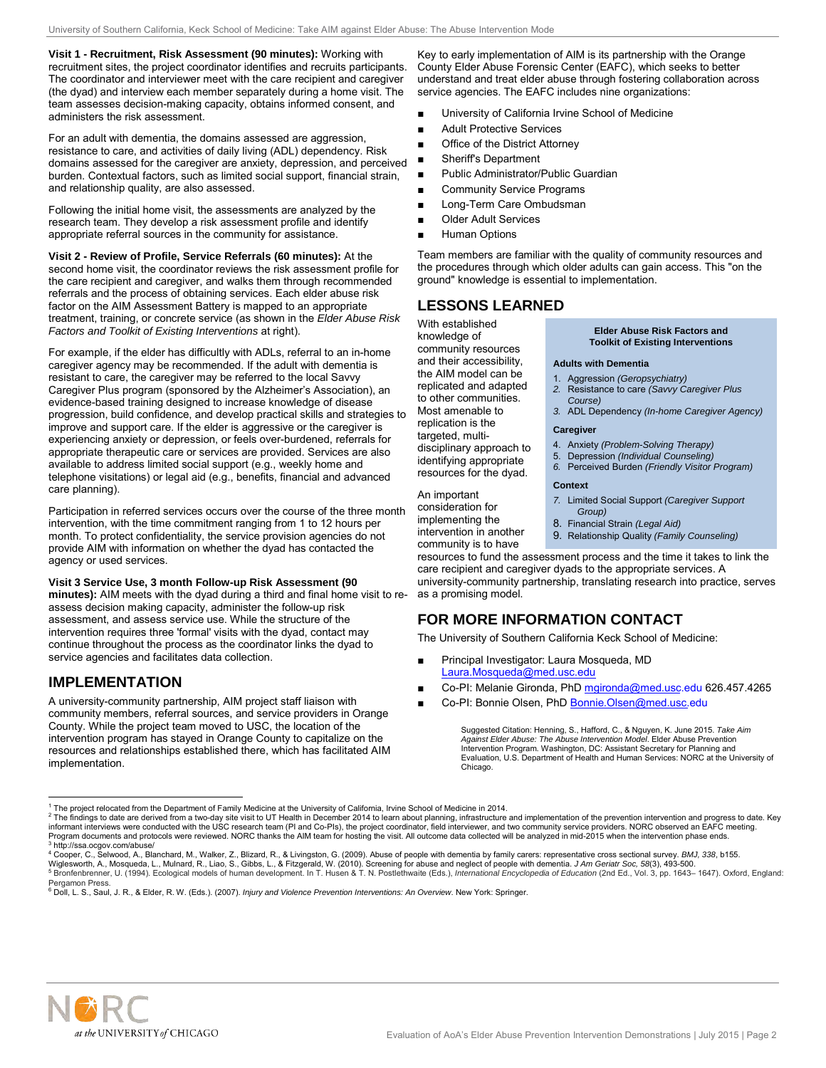**Visit 1 - Recruitment, Risk Assessment (90 minutes):** Working with recruitment sites, the project coordinator identifies and recruits participants. The coordinator and interviewer meet with the care recipient and caregiver (the dyad) and interview each member separately during a home visit. The team assesses decision-making capacity, obtains informed consent, and administers the risk assessment.

For an adult with dementia, the domains assessed are aggression, resistance to care, and activities of daily living (ADL) dependency. Risk domains assessed for the caregiver are anxiety, depression, and perceived burden. Contextual factors, such as limited social support, financial strain, and relationship quality, are also assessed.

Following the initial home visit, the assessments are analyzed by the research team. They develop a risk assessment profile and identify appropriate referral sources in the community for assistance.

**Visit 2 - Review of Profile, Service Referrals (60 minutes):** At the second home visit, the coordinator reviews the risk assessment profile for the care recipient and caregiver, and walks them through recommended referrals and the process of obtaining services. Each elder abuse risk factor on the AIM Assessment Battery is mapped to an appropriate treatment, training, or concrete service (as shown in the *Elder Abuse Risk Factors and Toolkit of Existing Interventions* at right).

For example, if the elder has difficultly with ADLs, referral to an in-home caregiver agency may be recommended. If the adult with dementia is resistant to care, the caregiver may be referred to the local Savvy Caregiver Plus program (sponsored by the Alzheimer's Association), an evidence-based training designed to increase knowledge of disease progression, build confidence, and develop practical skills and strategies to improve and support care. If the elder is aggressive or the caregiver is experiencing anxiety or depression, or feels over-burdened, referrals for appropriate therapeutic care or services are provided. Services are also available to address limited social support (e.g., weekly home and telephone visitations) or legal aid (e.g., benefits, financial and advanced care planning).

Participation in referred services occurs over the course of the three month intervention, with the time commitment ranging from 1 to 12 hours per month. To protect confidentiality, the service provision agencies do not provide AIM with information on whether the dyad has contacted the agency or used services.

**Visit 3 Service Use, 3 month Follow-up Risk Assessment (90 minutes):** AIM meets with the dyad during a third and final home visit to re-assess decision making capacity, administer the follow-up risk assessment, and assess service use. While the structure of the intervention requires three 'formal' visits with the dyad, contact may continue throughout the process as the coordinator links the dyad to service agencies and facilitates data collection.

## IMPLEMENTATION

A university-community partnership, AIM project staff liaison with community members, referral sources, and service providers in Orange County. While the project team moved to USC, the location of the intervention program has stayed in Orange County to capitalize on the resources and relationships established there, which has facilitated AIM implementation.

Key to early implementation of AIM is its partnership with the Orange County Elder Abuse Forensic Center (EAFC), which seeks to better understand and treat elder abuse through fostering collaboration across service agencies. The EAFC includes nine organizations:

- University of California Irvine School of Medicine
- Adult Protective Services
- Office of the District Attorney
- Sheriff's Department
- Public Administrator/Public Guardian
- Community Service Programs
- Long-Term Care Ombudsman
- Older Adult Services
- Human Options

Team members are familiar with the quality of community resources and the procedures through which older adults can gain access. This "on the ground" knowledge is essential to implementation.

## LESSONS LEARNED

With established knowledge of community resources and their accessibility, the AIM model can be replicated and adapted to other communities. Most amenable to replication is the targeted, multi-disciplinary approach to identifying appropriate resources for the dyad.

An important consideration for implementing the intervention in another community is to have resources to fund the assessment process and the time it takes to link the care recipient and caregiver dyads to the appropriate services. A university-community partnership, translating research into practice, serves as a promising model.

**Elder Abuse Risk Factors and Toolkit of Existing Interventions**

**Adults with Dementia**

1. Aggression *(Geropsychiatry)*
2. Resistance to care *(Savvy Caregiver Plus Course)*
3. ADL Dependency *(In-home Caregiver Agency)*

**Caregiver**

4. Anxiety *(Problem-Solving Therapy)*
5. Depression *(Individual Counseling)*
6. Perceived Burden *(Friendly Visitor Program)*

**Context**

7. Limited Social Support *(Caregiver Support Group)*
8. Financial Strain *(Legal Aid)*
9. Relationship Quality *(Family Counseling)*

## FOR MORE INFORMATION CONTACT

The University of Southern California Keck School of Medicine:

- Principal Investigator: Laura Mosqueda, MD Laura.Mosqueda@med.usc.edu
- Co-PI: Melanie Gironda, PhD mgironda@med.usc.edu 626.457.4265
- Co-PI: Bonnie Olsen, PhD Bonnie.Olsen@med.usc.edu

Suggested Citation: Henning, S., Hafford, C., & Nguyen, K. June 2015. *Take Aim Against Elder Abuse: The Abuse Intervention Model*. Elder Abuse Prevention Intervention Program. Washington, DC: Assistant Secretary for Planning and Evaluation, U.S. Department of Health and Human Services: NORC at the University of Chicago.

---

[1] The project relocated from the Department of Family Medicine at the University of California, Irvine School of Medicine in 2014.
[2] The findings to date are derived from a two-day site visit to UT Health in December 2014 to learn about planning, infrastructure and implementation of the prevention intervention and progress to date. Key informant interviews were conducted with the USC research team (PI and Co-PIs), the project coordinator, field interviewer, and two community service providers. NORC observed an EAFC meeting. Program documents and protocols were reviewed. NORC thanks the AIM team for hosting the visit. All outcome data collected will be analyzed in mid-2015 when the intervention phase ends.
[3] http://ssa.ocgov.com/abuse/
[4] Cooper, C., Selwood, A., Blanchard, M., Walker, Z., Blizard, R., & Livingston, G. (2009). Abuse of people with dementia by family carers: representative cross sectional survey. *BMJ, 338*, b155. Wiglesworth, A., Mosqueda, L., Mulnard, R., Liao, S., Gibbs, L., & Fitzgerald, W. (2010). Screening for abuse and neglect of people with dementia. *J Am Geriatr Soc, 58*(3), 493-500.
[5] Bronfenbrenner, U. (1994). Ecological models of human development. In T. Husen & T. N. Postlethwaite (Eds.), *International Encyclopedia of Education* (2nd Ed., Vol. 3, pp. 1643– 1647). Oxford, England: Pergamon Press.
[6] Doll, L. S., Saul, J. R., & Elder, R. W. (Eds.). (2007). *Injury and Violence Prevention Interventions: An Overview*. New York: Springer.